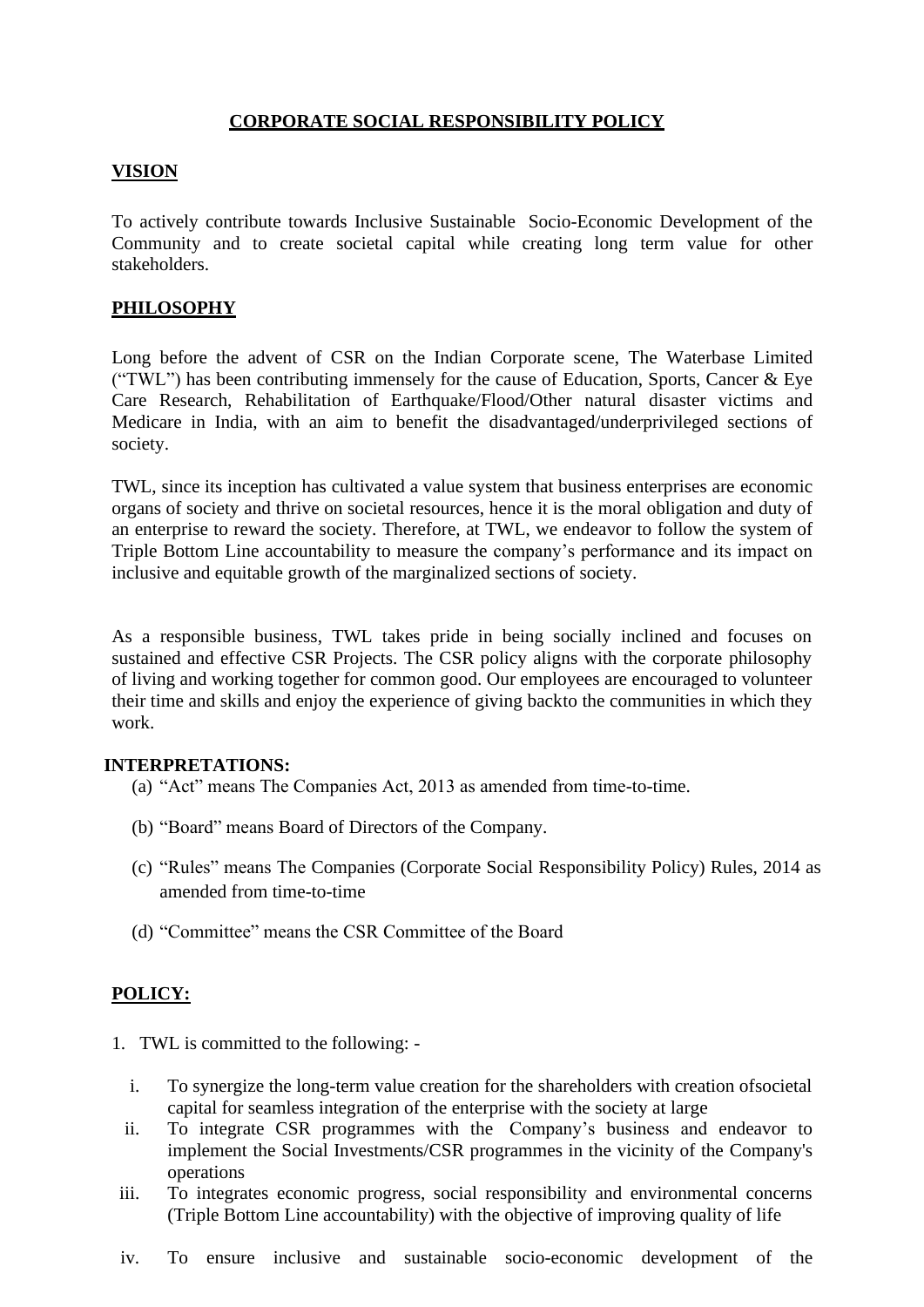# CORPORATE SOCIAL RESPONSIBILITY POLICY

## VISION

To actively contribute towards Inclusive Sustainable Socio-Economic Development of the Community and to create societal capital while creating long term value for other stakeholders.

## PHILOSOPHY

Long before the advent of CSR on the Indian Corporate scene, The Waterbase Limited ("TWL") has been contributing immensely for the cause of Education, Sports, Cancer & Eye Care Research, Rehabilitation of Earthquake/Flood/Other natural disaster victims and Medicare in India, with an aim to benefit the disadvantaged/underprivileged sections of society.

TWL, since its inception has cultivated a value system that business enterprises are economic organs of society and thrive on societal resources, hence it is the moral obligation and duty of an enterprise to reward the society. Therefore, at TWL, we endeavor to follow the system of Triple Bottom Line accountability to measure the company's performance and its impact on inclusive and equitable growth of the marginalized sections of society.

As a responsible business, TWL takes pride in being socially inclined and focuses on sustained and effective CSR Projects. The CSR policy aligns with the corporate philosophy of living and working together for common good. Our employees are encouraged to volunteer their time and skills and enjoy the experience of giving backto the communities in which they work.

## INTERPRETATIONS:

(a) "Act" means The Companies Act, 2013 as amended from time-to-time.

(b) "Board" means Board of Directors of the Company.

(c) "Rules" means The Companies (Corporate Social Responsibility Policy) Rules, 2014 as amended from time-to-time

(d) "Committee" means the CSR Committee of the Board

## POLICY:

1. TWL is committed to the following: -

   i. To synergize the long-term value creation for the shareholders with creation ofsocietal capital for seamless integration of the enterprise with the society at large

   ii. To integrate CSR programmes with the Company's business and endeavor to implement the Social Investments/CSR programmes in the vicinity of the Company's operations

   iii. To integrates economic progress, social responsibility and environmental concerns (Triple Bottom Line accountability) with the objective of improving quality of life

   iv. To ensure inclusive and sustainable socio-economic development of the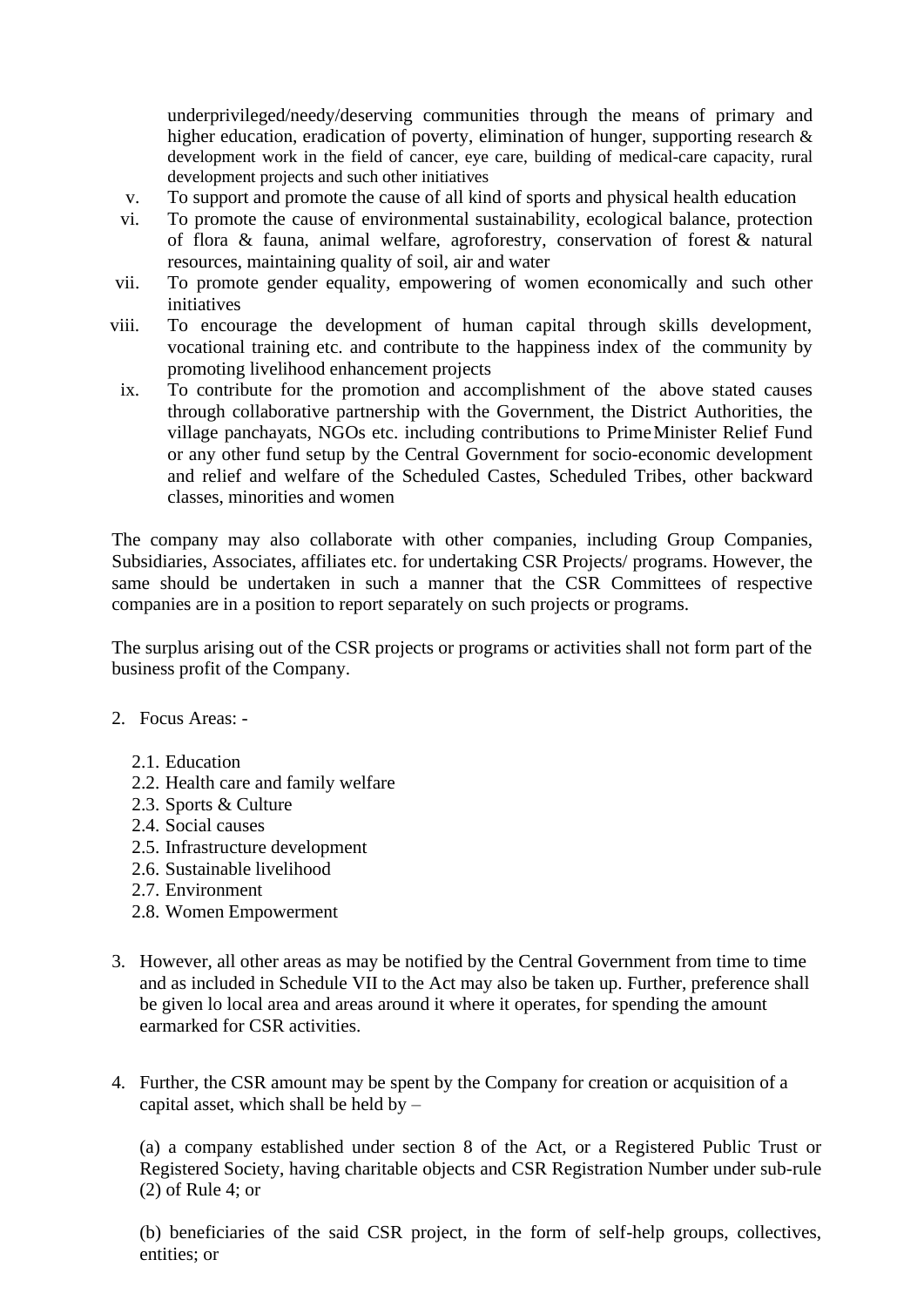underprivileged/needy/deserving communities through the means of primary and higher education, eradication of poverty, elimination of hunger, supporting research & development work in the field of cancer, eye care, building of medical-care capacity, rural development projects and such other initiatives

v. To support and promote the cause of all kind of sports and physical health education

vi. To promote the cause of environmental sustainability, ecological balance, protection of flora & fauna, animal welfare, agroforestry, conservation of forest & natural resources, maintaining quality of soil, air and water

vii. To promote gender equality, empowering of women economically and such other initiatives

viii. To encourage the development of human capital through skills development, vocational training etc. and contribute to the happiness index of the community by promoting livelihood enhancement projects

ix. To contribute for the promotion and accomplishment of the above stated causes through collaborative partnership with the Government, the District Authorities, the village panchayats, NGOs etc. including contributions to Prime Minister Relief Fund or any other fund setup by the Central Government for socio-economic development and relief and welfare of the Scheduled Castes, Scheduled Tribes, other backward classes, minorities and women

The company may also collaborate with other companies, including Group Companies, Subsidiaries, Associates, affiliates etc. for undertaking CSR Projects/ programs. However, the same should be undertaken in such a manner that the CSR Committees of respective companies are in a position to report separately on such projects or programs.

The surplus arising out of the CSR projects or programs or activities shall not form part of the business profit of the Company.

2. Focus Areas: -

   2.1. Education
   2.2. Health care and family welfare
   2.3. Sports & Culture
   2.4. Social causes
   2.5. Infrastructure development
   2.6. Sustainable livelihood
   2.7. Environment
   2.8. Women Empowerment

3. However, all other areas as may be notified by the Central Government from time to time and as included in Schedule VII to the Act may also be taken up. Further, preference shall be given lo local area and areas around it where it operates, for spending the amount earmarked for CSR activities.

4. Further, the CSR amount may be spent by the Company for creation or acquisition of a capital asset, which shall be held by –

   (a) a company established under section 8 of the Act, or a Registered Public Trust or Registered Society, having charitable objects and CSR Registration Number under sub-rule (2) of Rule 4; or

   (b) beneficiaries of the said CSR project, in the form of self-help groups, collectives, entities; or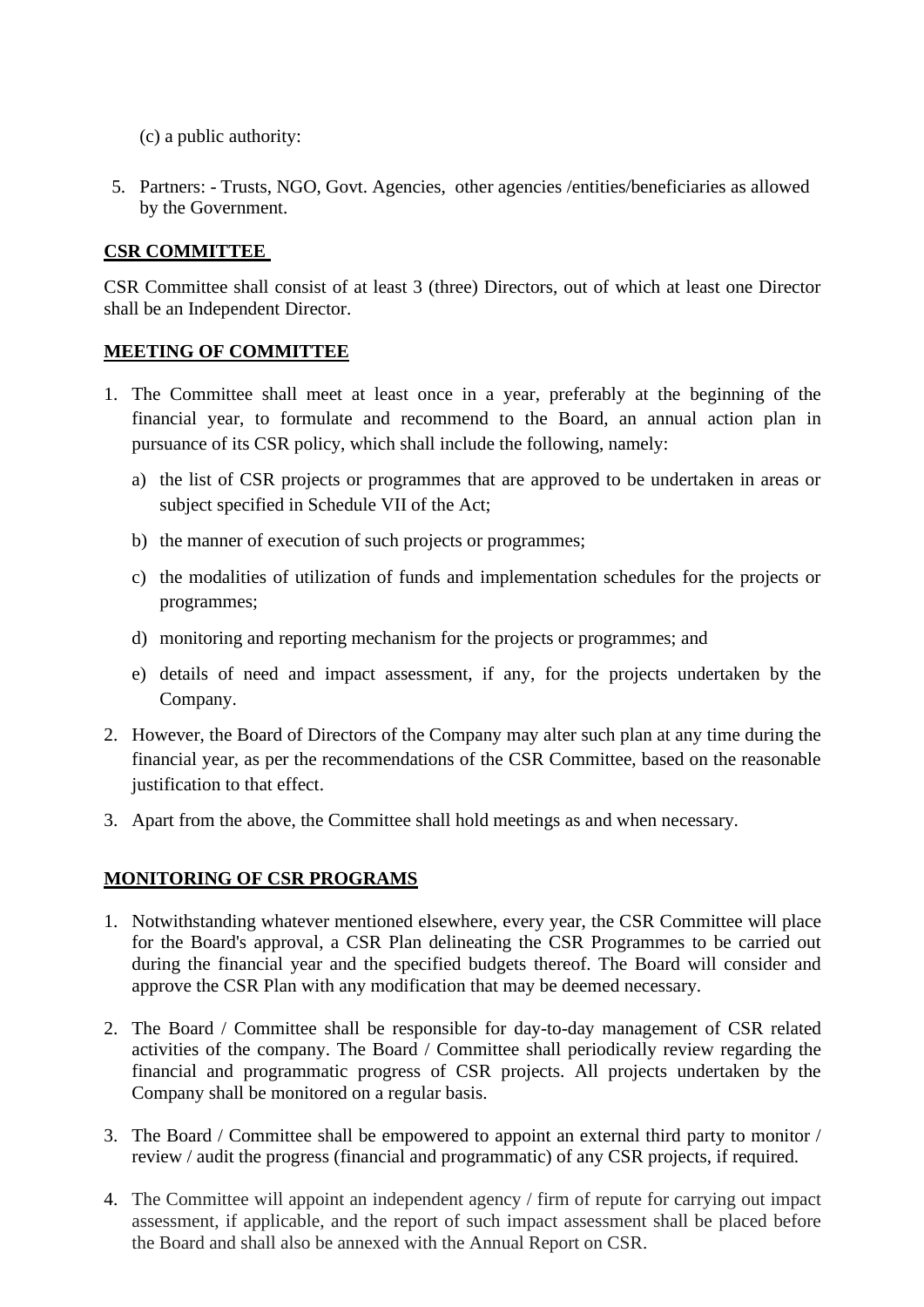(c) a public authority:

5. Partners: - Trusts, NGO, Govt. Agencies, other agencies /entities/beneficiaries as allowed by the Government.

## CSR COMMITTEE

CSR Committee shall consist of at least 3 (three) Directors, out of which at least one Director shall be an Independent Director.

## MEETING OF COMMITTEE

1. The Committee shall meet at least once in a year, preferably at the beginning of the financial year, to formulate and recommend to the Board, an annual action plan in pursuance of its CSR policy, which shall include the following, namely:
   a) the list of CSR projects or programmes that are approved to be undertaken in areas or subject specified in Schedule VII of the Act;
   b) the manner of execution of such projects or programmes;
   c) the modalities of utilization of funds and implementation schedules for the projects or programmes;
   d) monitoring and reporting mechanism for the projects or programmes; and
   e) details of need and impact assessment, if any, for the projects undertaken by the Company.
2. However, the Board of Directors of the Company may alter such plan at any time during the financial year, as per the recommendations of the CSR Committee, based on the reasonable justification to that effect.
3. Apart from the above, the Committee shall hold meetings as and when necessary.

## MONITORING OF CSR PROGRAMS

1. Notwithstanding whatever mentioned elsewhere, every year, the CSR Committee will place for the Board's approval, a CSR Plan delineating the CSR Programmes to be carried out during the financial year and the specified budgets thereof. The Board will consider and approve the CSR Plan with any modification that may be deemed necessary.

2. The Board / Committee shall be responsible for day-to-day management of CSR related activities of the company. The Board / Committee shall periodically review regarding the financial and programmatic progress of CSR projects. All projects undertaken by the Company shall be monitored on a regular basis.

3. The Board / Committee shall be empowered to appoint an external third party to monitor / review / audit the progress (financial and programmatic) of any CSR projects, if required.

4. The Committee will appoint an independent agency / firm of repute for carrying out impact assessment, if applicable, and the report of such impact assessment shall be placed before the Board and shall also be annexed with the Annual Report on CSR.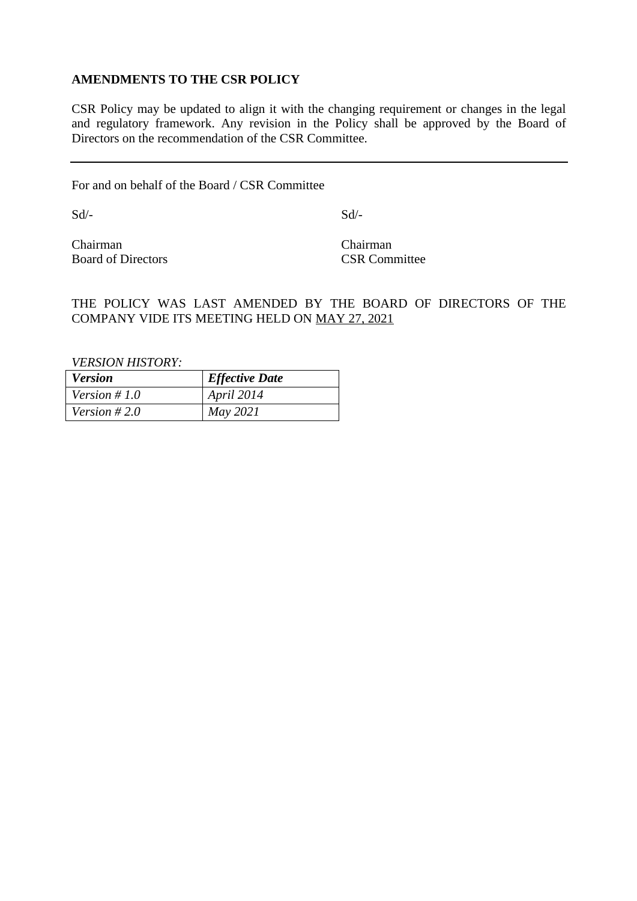**AMENDMENTS TO THE CSR POLICY**

CSR Policy may be updated to align it with the changing requirement or changes in the legal and regulatory framework. Any revision in the Policy shall be approved by the Board of Directors on the recommendation of the CSR Committee.

---

For and on behalf of the Board / CSR Committee

Sd/-

Chairman
Board of Directors

Sd/-

Chairman
CSR Committee

THE POLICY WAS LAST AMENDED BY THE BOARD OF DIRECTORS OF THE COMPANY VIDE ITS MEETING HELD ON MAY 27, 2021

*VERSION HISTORY:*

| ***Version*** | ***Effective Date*** |
|---|---|
| *Version # 1.0* | *April 2014* |
| *Version # 2.0* | *May 2021* |